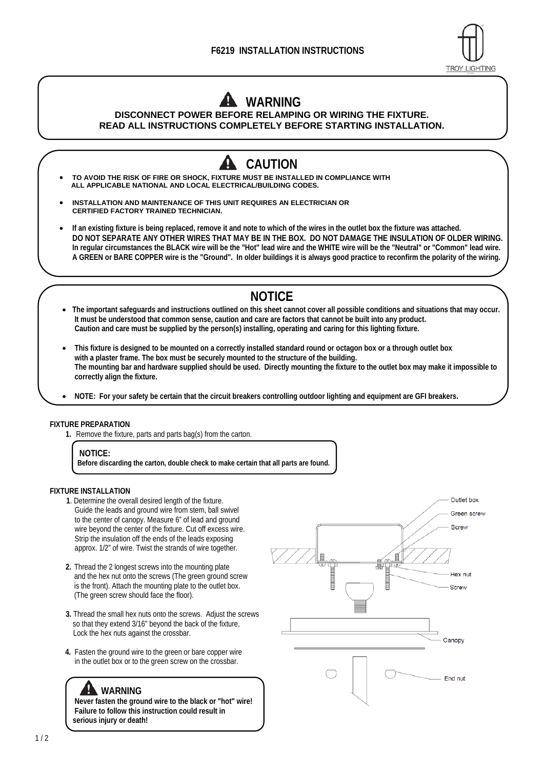# F6219 INSTALLATION INSTRUCTIONS

TROY LIGHTING

## WARNING

**DISCONNECT POWER BEFORE RELAMPING OR WIRING THE FIXTURE.**
**READ ALL INSTRUCTIONS COMPLETELY BEFORE STARTING INSTALLATION.**

## CAUTION

- **TO AVOID THE RISK OF FIRE OR SHOCK, FIXTURE MUST BE INSTALLED IN COMPLIANCE WITH ALL APPLICABLE NATIONAL AND LOCAL ELECTRICAL/BUILDING CODES.**
- **INSTALLATION AND MAINTENANCE OF THIS UNIT REQUIRES AN ELECTRICIAN OR CERTIFIED FACTORY TRAINED TECHNICIAN.**
- **If an existing fixture is being replaced, remove it and note to which of the wires in the outlet box the fixture was attached. DO NOT SEPARATE ANY OTHER WIRES THAT MAY BE IN THE BOX. DO NOT DAMAGE THE INSULATION OF OLDER WIRING. In regular circumstances the BLACK wire will be the "Hot" lead wire and the WHITE wire will be the "Neutral" or "Common" lead wire. A GREEN or BARE COPPER wire is the "Ground". In older buildings it is always good practice to reconfirm the polarity of the wiring.**

## NOTICE

- **The important safeguards and instructions outlined on this sheet cannot cover all possible conditions and situations that may occur. It must be understood that common sense, caution and care are factors that cannot be built into any product. Caution and care must be supplied by the person(s) installing, operating and caring for this lighting fixture.**
- **This fixture is designed to be mounted on a correctly installed standard round or octagon box or a through outlet box with a plaster frame. The box must be securely mounted to the structure of the building. The mounting bar and hardware supplied should be used. Directly mounting the fixture to the outlet box may make it impossible to correctly align the fixture.**
- **NOTE: For your safety be certain that the circuit breakers controlling outdoor lighting and equipment are GFI breakers.**

### FIXTURE PREPARATION

1. Remove the fixture, parts and parts bag(s) from the carton.

> **NOTICE:**
> **Before discarding the carton, double check to make certain that all parts are found.**

### FIXTURE INSTALLATION

1. Determine the overall desired length of the fixture. Guide the leads and ground wire from stem, ball swivel to the center of canopy. Measure 6" of lead and ground wire beyond the center of the fixture. Cut off excess wire. Strip the insulation off the ends of the leads exposing approx. 1/2" of wire. Twist the strands of wire together.
2. Thread the 2 longest screws into the mounting plate and the hex nut onto the screws (The green ground screw is the front). Attach the mounting plate to the outlet box. (The green screw should face the floor).
3. Thread the small hex nuts onto the screws. Adjust the screws so that they extend 3/16" beyond the back of the fixture, Lock the hex nuts against the crossbar.
4. Fasten the ground wire to the green or bare copper wire in the outlet box or to the green screw on the crossbar.

> **WARNING**
> **Never fasten the ground wire to the black or "hot" wire! Failure to follow this instruction could result in serious injury or death!**

Outlet box
Green screw
Screw
Hex nut
Screw
Canopy
End nut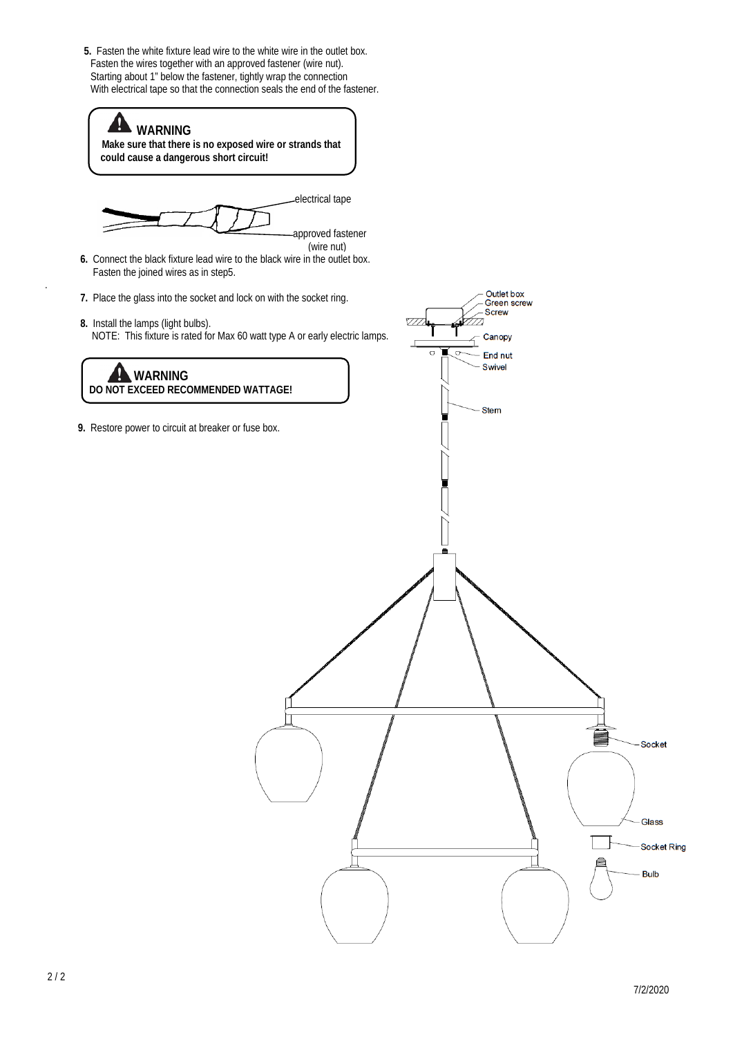**5.** Fasten the white fixture lead wire to the white wire in the outlet box. Fasten the wires together with an approved fastener (wire nut). Starting about 1" below the fastener, tightly wrap the connection With electrical tape so that the connection seals the end of the fastener.

> **WARNING**
> **Make sure that there is no exposed wire or strands that could cause a dangerous short circuit!**

electrical tape

approved fastener (wire nut)

**6.** Connect the black fixture lead wire to the black wire in the outlet box. Fasten the joined wires as in step5.

**7.** Place the glass into the socket and lock on with the socket ring.

**8.** Install the lamps (light bulbs).
NOTE: This fixture is rated for Max 60 watt type A or early electric lamps.

> **WARNING**
> **DO NOT EXCEED RECOMMENDED WATTAGE!**

**9.** Restore power to circuit at breaker or fuse box.

Outlet box
Green screw
Screw
Canopy
End nut
Swivel
Stem
Socket
Glass
Socket Ring
Bulb

7/2/2020